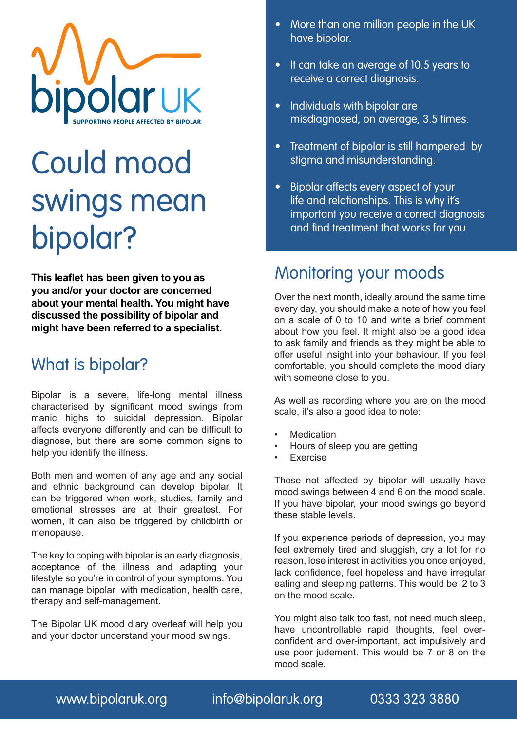bipolar UK

SUPPORTING PEOPLE AFFECTED BY BIPOLAR

# Could mood swings mean bipolar?

**This leaflet has been given to you as you and/or your doctor are concerned about your mental health. You might have discussed the possibility of bipolar and might have been referred to a specialist.**

## What is bipolar?

Bipolar is a severe, life-long mental illness characterised by significant mood swings from manic highs to suicidal depression. Bipolar affects everyone differently and can be difficult to diagnose, but there are some common signs to help you identify the illness.

Both men and women of any age and any social and ethnic background can develop bipolar. It can be triggered when work, studies, family and emotional stresses are at their greatest. For women, it can also be triggered by childbirth or menopause.

The key to coping with bipolar is an early diagnosis, acceptance of the illness and adapting your lifestyle so you're in control of your symptoms. You can manage bipolar with medication, health care, therapy and self-management.

The Bipolar UK mood diary overleaf will help you and your doctor understand your mood swings.

- More than one million people in the UK have bipolar.
- It can take an average of 10.5 years to receive a correct diagnosis.
- Individuals with bipolar are misdiagnosed, on average, 3.5 times.
- Treatment of bipolar is still hampered by stigma and misunderstanding.
- Bipolar affects every aspect of your life and relationships. This is why it's important you receive a correct diagnosis and find treatment that works for you.

## Monitoring your moods

Over the next month, ideally around the same time every day, you should make a note of how you feel on a scale of 0 to 10 and write a brief comment about how you feel. It might also be a good idea to ask family and friends as they might be able to offer useful insight into your behaviour. If you feel comfortable, you should complete the mood diary with someone close to you.

As well as recording where you are on the mood scale, it's also a good idea to note:

- Medication
- Hours of sleep you are getting
- Exercise

Those not affected by bipolar will usually have mood swings between 4 and 6 on the mood scale. If you have bipolar, your mood swings go beyond these stable levels.

If you experience periods of depression, you may feel extremely tired and sluggish, cry a lot for no reason, lose interest in activities you once enjoyed, lack confidence, feel hopeless and have irregular eating and sleeping patterns. This would be 2 to 3 on the mood scale.

You might also talk too fast, not need much sleep, have uncontrollable rapid thoughts, feel over-confident and over-important, act impulsively and use poor judement. This would be 7 or 8 on the mood scale.

www.bipolaruk.org info@bipolaruk.org 0333 323 3880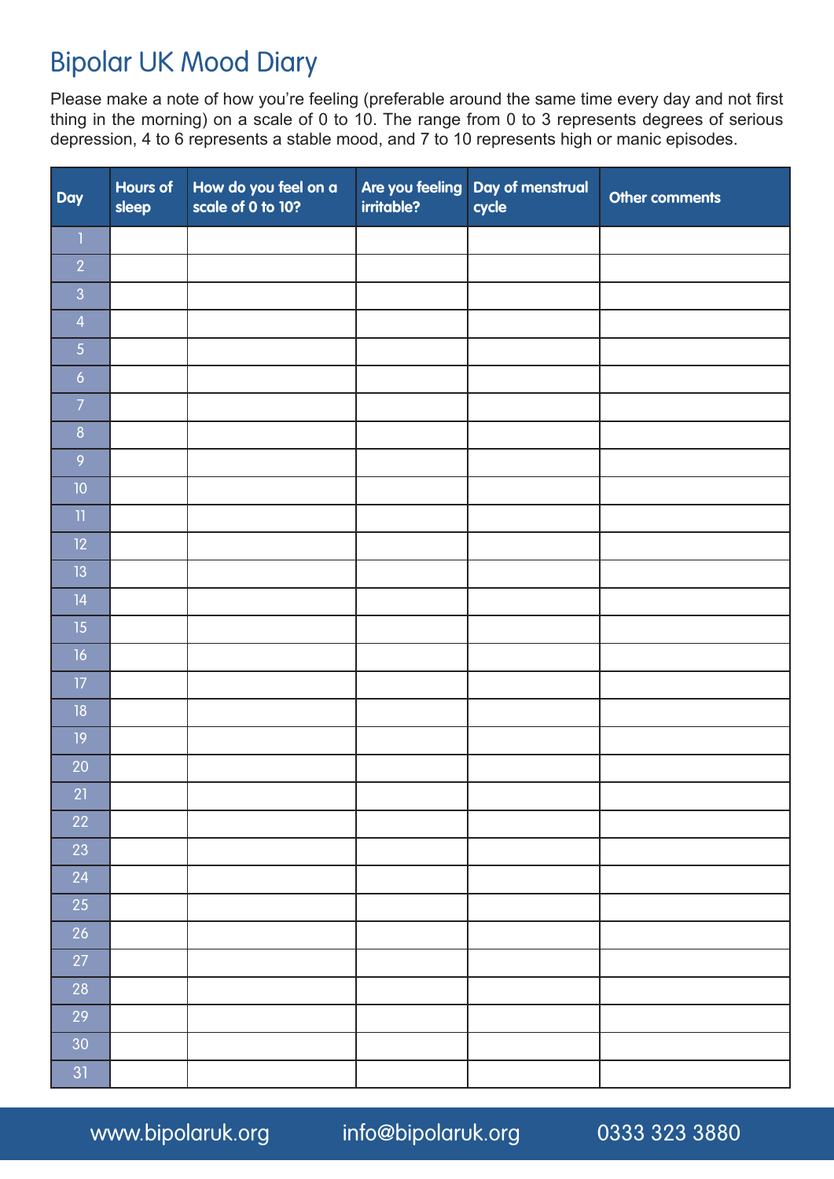# Bipolar UK Mood Diary

Please make a note of how you're feeling (preferable around the same time every day and not first thing in the morning) on a scale of 0 to 10. The range from 0 to 3 represents degrees of serious depression, 4 to 6 represents a stable mood, and 7 to 10 represents high or manic episodes.

| Day | Hours of sleep | How do you feel on a scale of 0 to 10? | Are you feeling irritable? | Day of menstrual cycle | Other comments |
|---|---|---|---|---|---|
| 1 | | | | | |
| 2 | | | | | |
| 3 | | | | | |
| 4 | | | | | |
| 5 | | | | | |
| 6 | | | | | |
| 7 | | | | | |
| 8 | | | | | |
| 9 | | | | | |
| 10 | | | | | |
| 11 | | | | | |
| 12 | | | | | |
| 13 | | | | | |
| 14 | | | | | |
| 15 | | | | | |
| 16 | | | | | |
| 17 | | | | | |
| 18 | | | | | |
| 19 | | | | | |
| 20 | | | | | |
| 21 | | | | | |
| 22 | | | | | |
| 23 | | | | | |
| 24 | | | | | |
| 25 | | | | | |
| 26 | | | | | |
| 27 | | | | | |
| 28 | | | | | |
| 29 | | | | | |
| 30 | | | | | |
| 31 | | | | | |

www.bipolaruk.org    info@bipolaruk.org    0333 323 3880